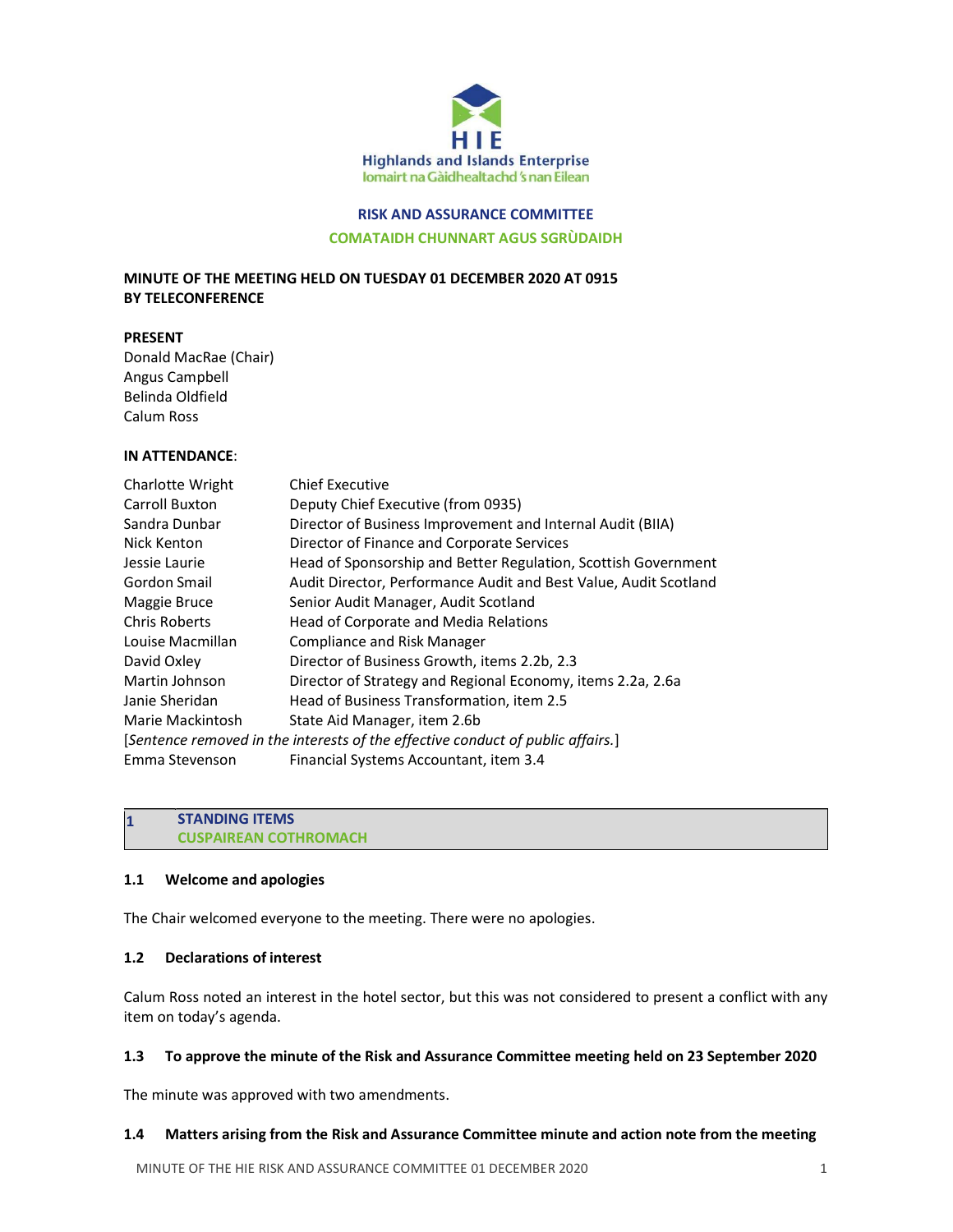HIE

Highlands and Islands Enterprise
Iomairt na Gàidhealtachd 's nan Eilean

**RISK AND ASSURANCE COMMITTEE**
**COMATAIDH CHUNNART AGUS SGRÙDAIDH**

**MINUTE OF THE MEETING HELD ON TUESDAY 01 DECEMBER 2020 AT 0915 BY TELECONFERENCE**

**PRESENT**

Donald MacRae (Chair)
Angus Campbell
Belinda Oldfield
Calum Ross

**IN ATTENDANCE**:

| | |
|---|---|
| Charlotte Wright | Chief Executive |
| Carroll Buxton | Deputy Chief Executive (from 0935) |
| Sandra Dunbar | Director of Business Improvement and Internal Audit (BIIA) |
| Nick Kenton | Director of Finance and Corporate Services |
| Jessie Laurie | Head of Sponsorship and Better Regulation, Scottish Government |
| Gordon Smail | Audit Director, Performance Audit and Best Value, Audit Scotland |
| Maggie Bruce | Senior Audit Manager, Audit Scotland |
| Chris Roberts | Head of Corporate and Media Relations |
| Louise Macmillan | Compliance and Risk Manager |
| David Oxley | Director of Business Growth, items 2.2b, 2.3 |
| Martin Johnson | Director of Strategy and Regional Economy, items 2.2a, 2.6a |
| Janie Sheridan | Head of Business Transformation, item 2.5 |
| Marie Mackintosh | State Aid Manager, item 2.6b |

[*Sentence removed in the interests of the effective conduct of public affairs.*]

| | |
|---|---|
| Emma Stevenson | Financial Systems Accountant, item 3.4 |

## 1 STANDING ITEMS
## CUSPAIREAN COTHROMACH

### 1.1 Welcome and apologies

The Chair welcomed everyone to the meeting. There were no apologies.

### 1.2 Declarations of interest

Calum Ross noted an interest in the hotel sector, but this was not considered to present a conflict with any item on today's agenda.

### 1.3 To approve the minute of the Risk and Assurance Committee meeting held on 23 September 2020

The minute was approved with two amendments.

### 1.4 Matters arising from the Risk and Assurance Committee minute and action note from the meeting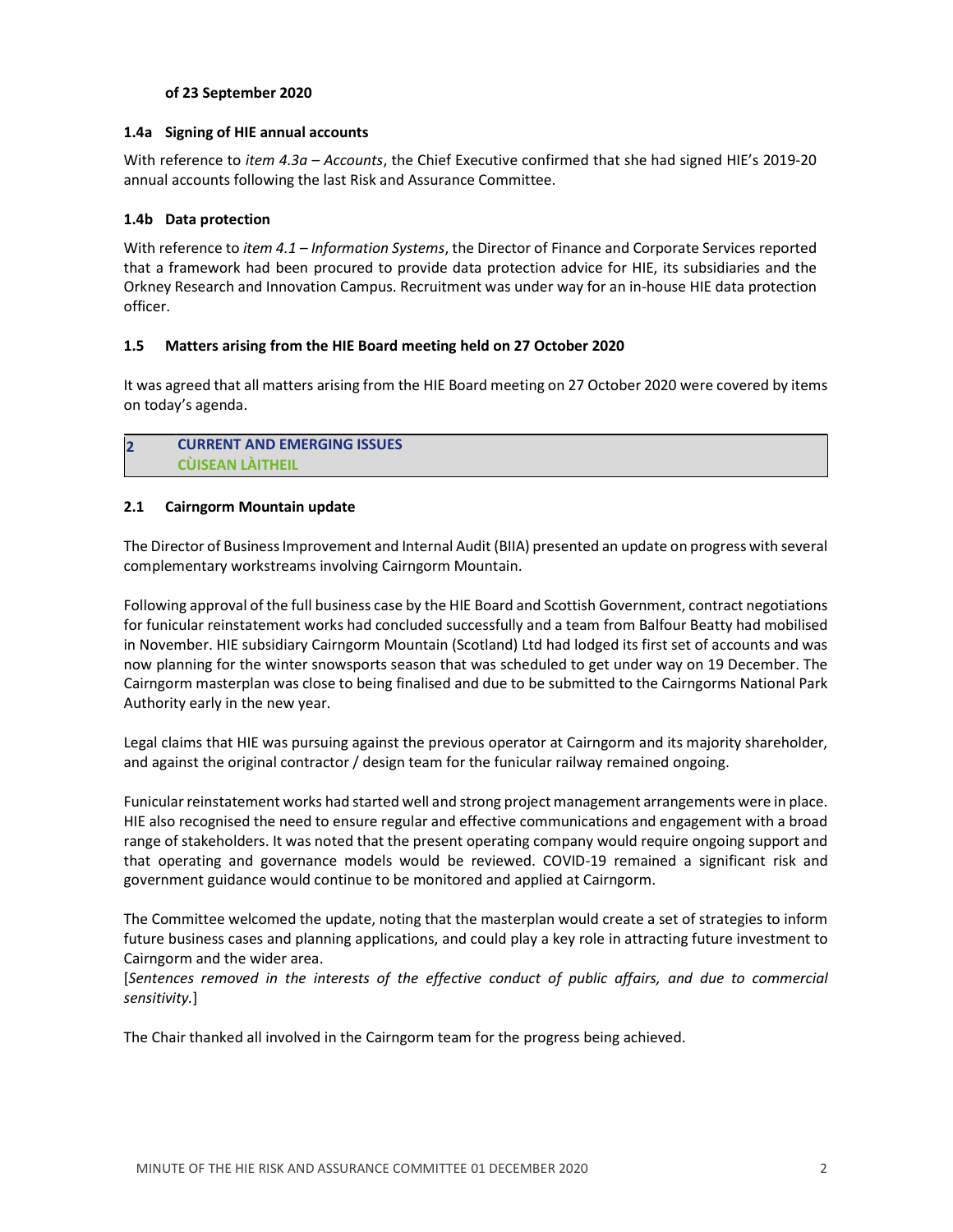**of 23 September 2020**

### 1.4a Signing of HIE annual accounts

With reference to *item 4.3a – Accounts*, the Chief Executive confirmed that she had signed HIE's 2019-20 annual accounts following the last Risk and Assurance Committee.

### 1.4b Data protection

With reference to *item 4.1 – Information Systems*, the Director of Finance and Corporate Services reported that a framework had been procured to provide data protection advice for HIE, its subsidiaries and the Orkney Research and Innovation Campus. Recruitment was under way for an in-house HIE data protection officer.

### 1.5 Matters arising from the HIE Board meeting held on 27 October 2020

It was agreed that all matters arising from the HIE Board meeting on 27 October 2020 were covered by items on today's agenda.

## 2 CURRENT AND EMERGING ISSUES
## CÙISEAN LÀITHEIL

### 2.1 Cairngorm Mountain update

The Director of Business Improvement and Internal Audit (BIIA) presented an update on progress with several complementary workstreams involving Cairngorm Mountain.

Following approval of the full business case by the HIE Board and Scottish Government, contract negotiations for funicular reinstatement works had concluded successfully and a team from Balfour Beatty had mobilised in November. HIE subsidiary Cairngorm Mountain (Scotland) Ltd had lodged its first set of accounts and was now planning for the winter snowsports season that was scheduled to get under way on 19 December. The Cairngorm masterplan was close to being finalised and due to be submitted to the Cairngorms National Park Authority early in the new year.

Legal claims that HIE was pursuing against the previous operator at Cairngorm and its majority shareholder, and against the original contractor / design team for the funicular railway remained ongoing.

Funicular reinstatement works had started well and strong project management arrangements were in place. HIE also recognised the need to ensure regular and effective communications and engagement with a broad range of stakeholders. It was noted that the present operating company would require ongoing support and that operating and governance models would be reviewed. COVID-19 remained a significant risk and government guidance would continue to be monitored and applied at Cairngorm.

The Committee welcomed the update, noting that the masterplan would create a set of strategies to inform future business cases and planning applications, and could play a key role in attracting future investment to Cairngorm and the wider area.
[*Sentences removed in the interests of the effective conduct of public affairs, and due to commercial sensitivity.*]

The Chair thanked all involved in the Cairngorm team for the progress being achieved.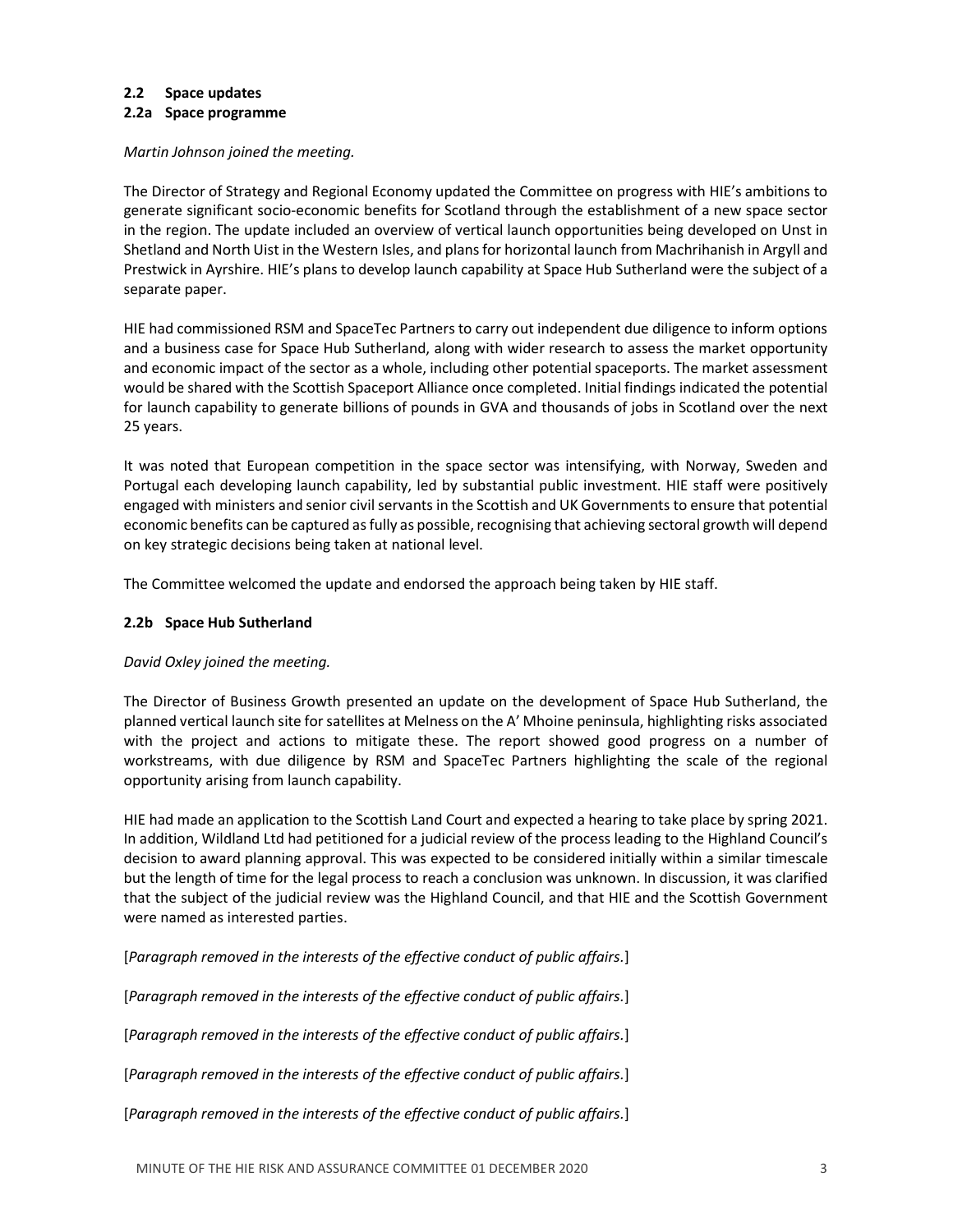### 2.2 Space updates

### 2.2a Space programme

*Martin Johnson joined the meeting.*

The Director of Strategy and Regional Economy updated the Committee on progress with HIE's ambitions to generate significant socio-economic benefits for Scotland through the establishment of a new space sector in the region. The update included an overview of vertical launch opportunities being developed on Unst in Shetland and North Uist in the Western Isles, and plans for horizontal launch from Machrihanish in Argyll and Prestwick in Ayrshire. HIE's plans to develop launch capability at Space Hub Sutherland were the subject of a separate paper.

HIE had commissioned RSM and SpaceTec Partners to carry out independent due diligence to inform options and a business case for Space Hub Sutherland, along with wider research to assess the market opportunity and economic impact of the sector as a whole, including other potential spaceports. The market assessment would be shared with the Scottish Spaceport Alliance once completed. Initial findings indicated the potential for launch capability to generate billions of pounds in GVA and thousands of jobs in Scotland over the next 25 years.

It was noted that European competition in the space sector was intensifying, with Norway, Sweden and Portugal each developing launch capability, led by substantial public investment. HIE staff were positively engaged with ministers and senior civil servants in the Scottish and UK Governments to ensure that potential economic benefits can be captured as fully as possible, recognising that achieving sectoral growth will depend on key strategic decisions being taken at national level.

The Committee welcomed the update and endorsed the approach being taken by HIE staff.

### 2.2b Space Hub Sutherland

*David Oxley joined the meeting.*

The Director of Business Growth presented an update on the development of Space Hub Sutherland, the planned vertical launch site for satellites at Melness on the A' Mhoine peninsula, highlighting risks associated with the project and actions to mitigate these. The report showed good progress on a number of workstreams, with due diligence by RSM and SpaceTec Partners highlighting the scale of the regional opportunity arising from launch capability.

HIE had made an application to the Scottish Land Court and expected a hearing to take place by spring 2021. In addition, Wildland Ltd had petitioned for a judicial review of the process leading to the Highland Council's decision to award planning approval. This was expected to be considered initially within a similar timescale but the length of time for the legal process to reach a conclusion was unknown. In discussion, it was clarified that the subject of the judicial review was the Highland Council, and that HIE and the Scottish Government were named as interested parties.

[*Paragraph removed in the interests of the effective conduct of public affairs.*]

[*Paragraph removed in the interests of the effective conduct of public affairs.*]

[*Paragraph removed in the interests of the effective conduct of public affairs.*]

[*Paragraph removed in the interests of the effective conduct of public affairs.*]

[*Paragraph removed in the interests of the effective conduct of public affairs.*]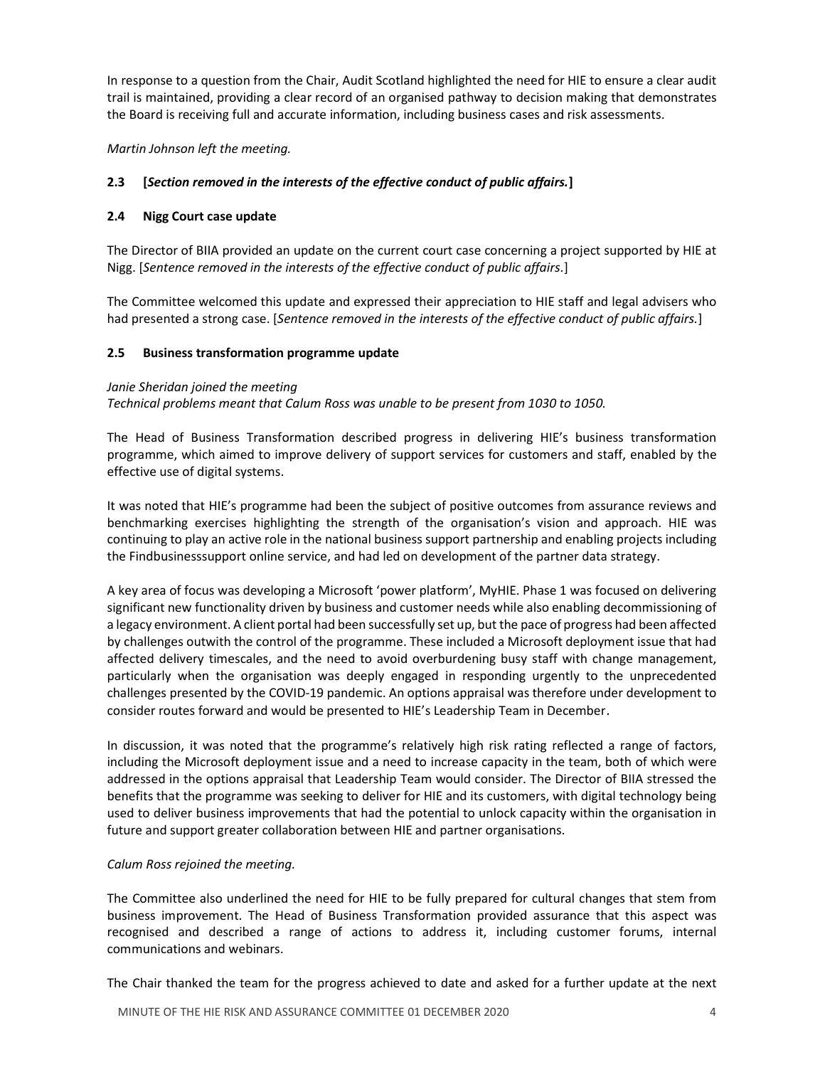In response to a question from the Chair, Audit Scotland highlighted the need for HIE to ensure a clear audit trail is maintained, providing a clear record of an organised pathway to decision making that demonstrates the Board is receiving full and accurate information, including business cases and risk assessments.

*Martin Johnson left the meeting.*

### 2.3 [*Section removed in the interests of the effective conduct of public affairs.*]

### 2.4 Nigg Court case update

The Director of BIIA provided an update on the current court case concerning a project supported by HIE at Nigg. [*Sentence removed in the interests of the effective conduct of public affairs.*]

The Committee welcomed this update and expressed their appreciation to HIE staff and legal advisers who had presented a strong case. [*Sentence removed in the interests of the effective conduct of public affairs.*]

### 2.5 Business transformation programme update

*Janie Sheridan joined the meeting*
*Technical problems meant that Calum Ross was unable to be present from 1030 to 1050.*

The Head of Business Transformation described progress in delivering HIE's business transformation programme, which aimed to improve delivery of support services for customers and staff, enabled by the effective use of digital systems.

It was noted that HIE's programme had been the subject of positive outcomes from assurance reviews and benchmarking exercises highlighting the strength of the organisation's vision and approach. HIE was continuing to play an active role in the national business support partnership and enabling projects including the Findbusinesssupport online service, and had led on development of the partner data strategy.

A key area of focus was developing a Microsoft 'power platform', MyHIE. Phase 1 was focused on delivering significant new functionality driven by business and customer needs while also enabling decommissioning of a legacy environment. A client portal had been successfully set up, but the pace of progress had been affected by challenges outwith the control of the programme. These included a Microsoft deployment issue that had affected delivery timescales, and the need to avoid overburdening busy staff with change management, particularly when the organisation was deeply engaged in responding urgently to the unprecedented challenges presented by the COVID-19 pandemic. An options appraisal was therefore under development to consider routes forward and would be presented to HIE's Leadership Team in December.

In discussion, it was noted that the programme's relatively high risk rating reflected a range of factors, including the Microsoft deployment issue and a need to increase capacity in the team, both of which were addressed in the options appraisal that Leadership Team would consider. The Director of BIIA stressed the benefits that the programme was seeking to deliver for HIE and its customers, with digital technology being used to deliver business improvements that had the potential to unlock capacity within the organisation in future and support greater collaboration between HIE and partner organisations.

*Calum Ross rejoined the meeting.*

The Committee also underlined the need for HIE to be fully prepared for cultural changes that stem from business improvement. The Head of Business Transformation provided assurance that this aspect was recognised and described a range of actions to address it, including customer forums, internal communications and webinars.

The Chair thanked the team for the progress achieved to date and asked for a further update at the next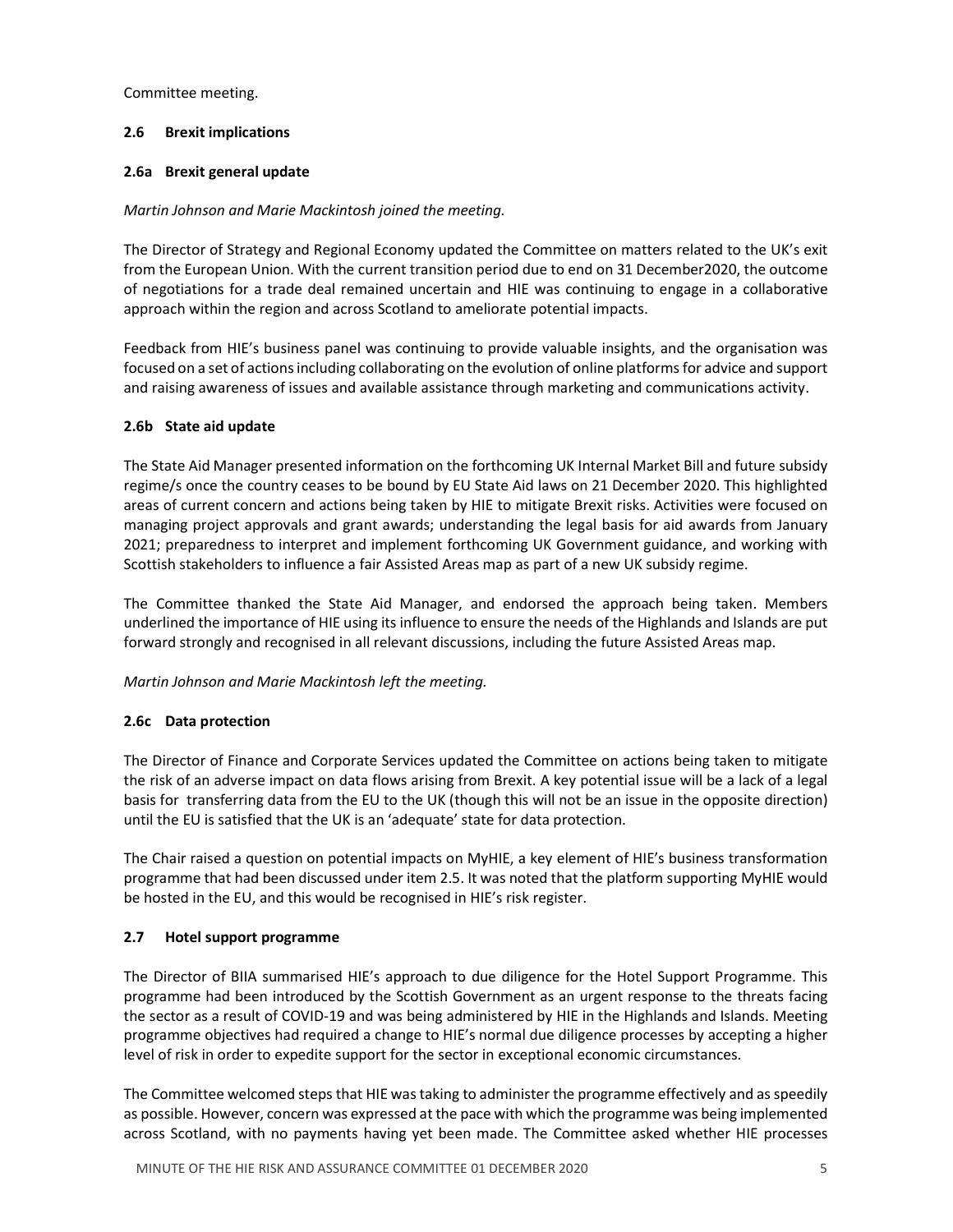Committee meeting.

### 2.6 Brexit implications

#### 2.6a Brexit general update

*Martin Johnson and Marie Mackintosh joined the meeting.*

The Director of Strategy and Regional Economy updated the Committee on matters related to the UK's exit from the European Union. With the current transition period due to end on 31 December2020, the outcome of negotiations for a trade deal remained uncertain and HIE was continuing to engage in a collaborative approach within the region and across Scotland to ameliorate potential impacts.

Feedback from HIE's business panel was continuing to provide valuable insights, and the organisation was focused on a set of actions including collaborating on the evolution of online platforms for advice and support and raising awareness of issues and available assistance through marketing and communications activity.

#### 2.6b State aid update

The State Aid Manager presented information on the forthcoming UK Internal Market Bill and future subsidy regime/s once the country ceases to be bound by EU State Aid laws on 21 December 2020. This highlighted areas of current concern and actions being taken by HIE to mitigate Brexit risks. Activities were focused on managing project approvals and grant awards; understanding the legal basis for aid awards from January 2021; preparedness to interpret and implement forthcoming UK Government guidance, and working with Scottish stakeholders to influence a fair Assisted Areas map as part of a new UK subsidy regime.

The Committee thanked the State Aid Manager, and endorsed the approach being taken. Members underlined the importance of HIE using its influence to ensure the needs of the Highlands and Islands are put forward strongly and recognised in all relevant discussions, including the future Assisted Areas map.

*Martin Johnson and Marie Mackintosh left the meeting.*

#### 2.6c Data protection

The Director of Finance and Corporate Services updated the Committee on actions being taken to mitigate the risk of an adverse impact on data flows arising from Brexit. A key potential issue will be a lack of a legal basis for transferring data from the EU to the UK (though this will not be an issue in the opposite direction) until the EU is satisfied that the UK is an 'adequate' state for data protection.

The Chair raised a question on potential impacts on MyHIE, a key element of HIE's business transformation programme that had been discussed under item 2.5. It was noted that the platform supporting MyHIE would be hosted in the EU, and this would be recognised in HIE's risk register.

### 2.7 Hotel support programme

The Director of BIIA summarised HIE's approach to due diligence for the Hotel Support Programme. This programme had been introduced by the Scottish Government as an urgent response to the threats facing the sector as a result of COVID-19 and was being administered by HIE in the Highlands and Islands. Meeting programme objectives had required a change to HIE's normal due diligence processes by accepting a higher level of risk in order to expedite support for the sector in exceptional economic circumstances.

The Committee welcomed steps that HIE was taking to administer the programme effectively and as speedily as possible. However, concern was expressed at the pace with which the programme was being implemented across Scotland, with no payments having yet been made. The Committee asked whether HIE processes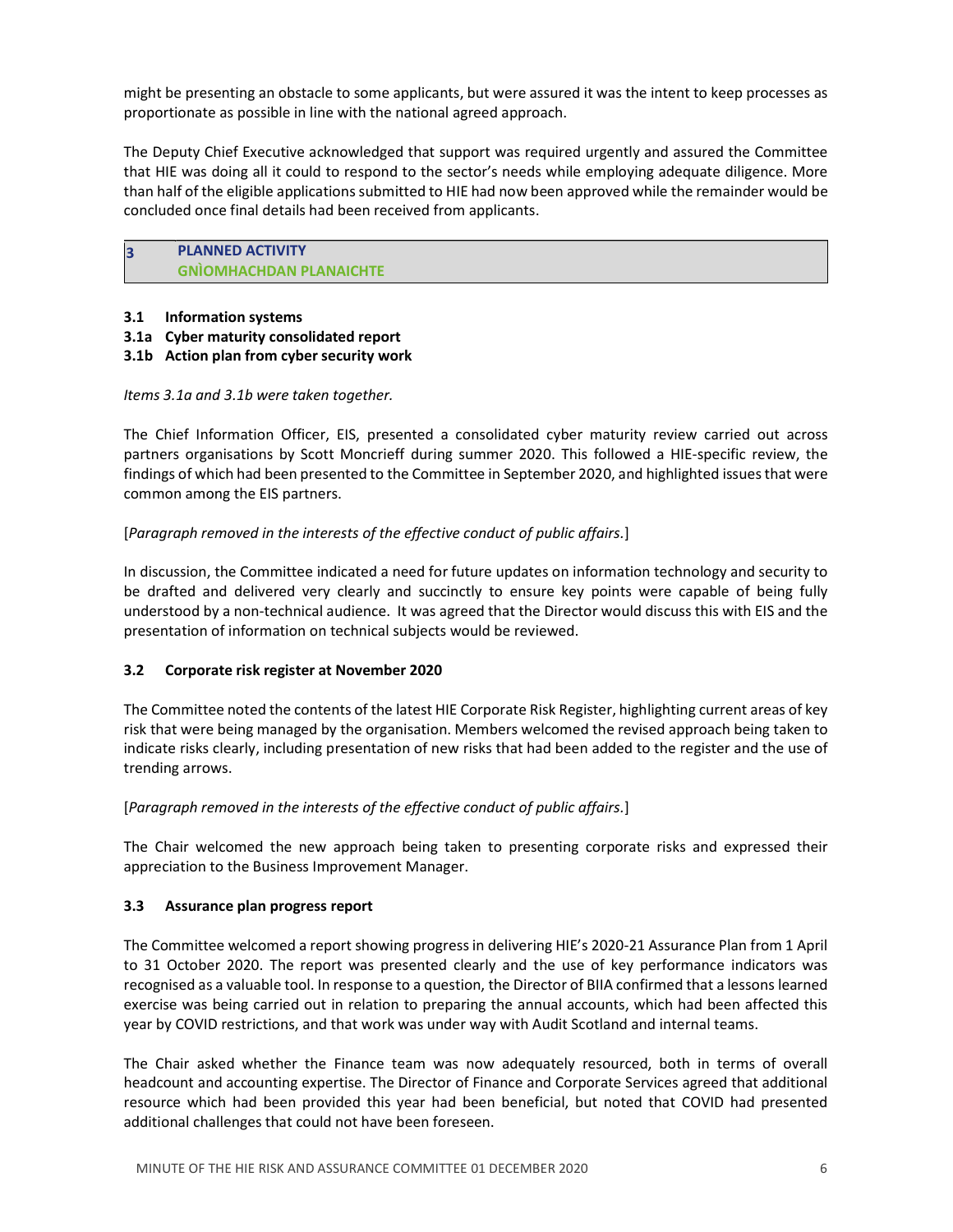might be presenting an obstacle to some applicants, but were assured it was the intent to keep processes as proportionate as possible in line with the national agreed approach.

The Deputy Chief Executive acknowledged that support was required urgently and assured the Committee that HIE was doing all it could to respond to the sector's needs while employing adequate diligence. More than half of the eligible applications submitted to HIE had now been approved while the remainder would be concluded once final details had been received from applicants.

## 3 PLANNED ACTIVITY
## GNÌOMHACHDAN PLANAICHTE

**3.1 Information systems**
**3.1a Cyber maturity consolidated report**
**3.1b Action plan from cyber security work**

*Items 3.1a and 3.1b were taken together.*

The Chief Information Officer, EIS, presented a consolidated cyber maturity review carried out across partners organisations by Scott Moncrieff during summer 2020. This followed a HIE-specific review, the findings of which had been presented to the Committee in September 2020, and highlighted issues that were common among the EIS partners.

[*Paragraph removed in the interests of the effective conduct of public affairs.*]

In discussion, the Committee indicated a need for future updates on information technology and security to be drafted and delivered very clearly and succinctly to ensure key points were capable of being fully understood by a non-technical audience. It was agreed that the Director would discuss this with EIS and the presentation of information on technical subjects would be reviewed.

**3.2 Corporate risk register at November 2020**

The Committee noted the contents of the latest HIE Corporate Risk Register, highlighting current areas of key risk that were being managed by the organisation. Members welcomed the revised approach being taken to indicate risks clearly, including presentation of new risks that had been added to the register and the use of trending arrows.

[*Paragraph removed in the interests of the effective conduct of public affairs.*]

The Chair welcomed the new approach being taken to presenting corporate risks and expressed their appreciation to the Business Improvement Manager.

**3.3 Assurance plan progress report**

The Committee welcomed a report showing progress in delivering HIE's 2020-21 Assurance Plan from 1 April to 31 October 2020. The report was presented clearly and the use of key performance indicators was recognised as a valuable tool. In response to a question, the Director of BIIA confirmed that a lessons learned exercise was being carried out in relation to preparing the annual accounts, which had been affected this year by COVID restrictions, and that work was under way with Audit Scotland and internal teams.

The Chair asked whether the Finance team was now adequately resourced, both in terms of overall headcount and accounting expertise. The Director of Finance and Corporate Services agreed that additional resource which had been provided this year had been beneficial, but noted that COVID had presented additional challenges that could not have been foreseen.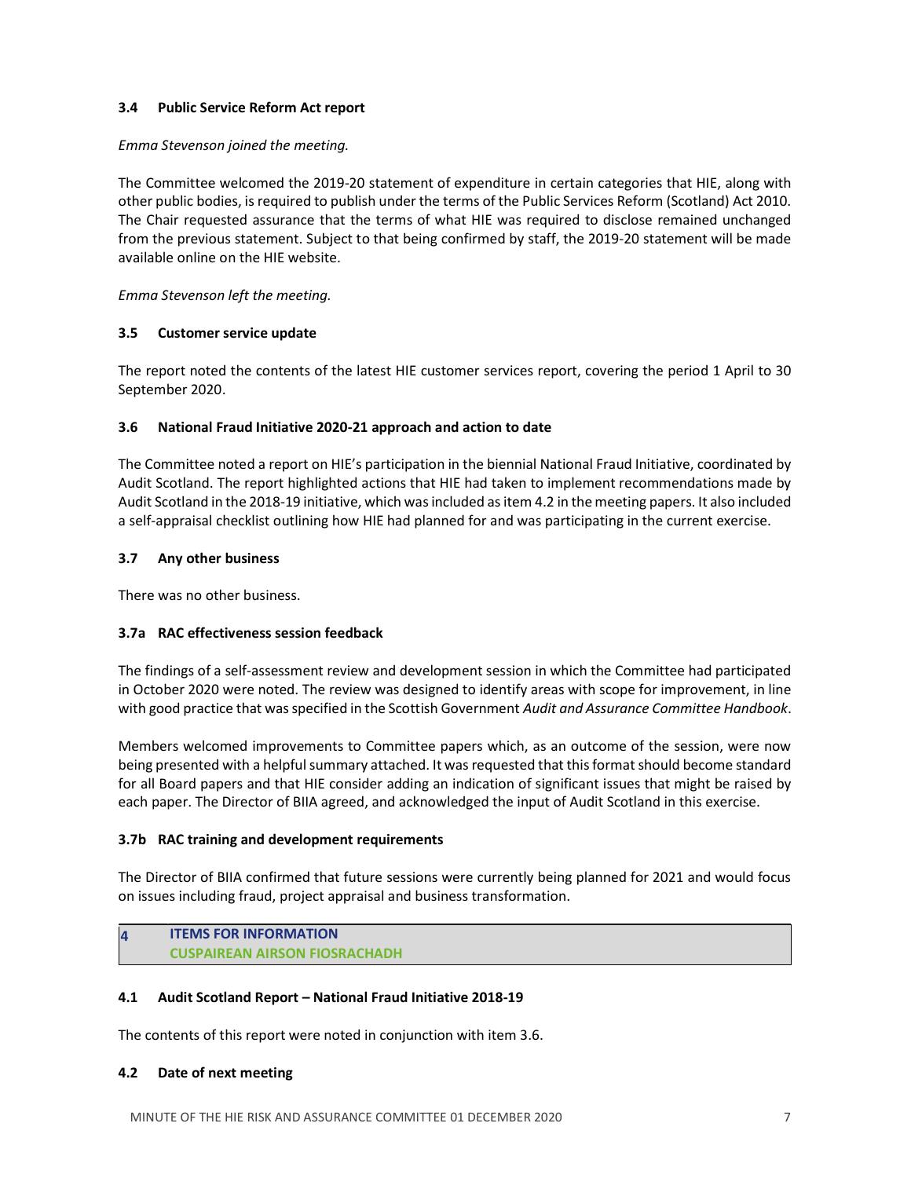### 3.4 Public Service Reform Act report

*Emma Stevenson joined the meeting.*

The Committee welcomed the 2019-20 statement of expenditure in certain categories that HIE, along with other public bodies, is required to publish under the terms of the Public Services Reform (Scotland) Act 2010. The Chair requested assurance that the terms of what HIE was required to disclose remained unchanged from the previous statement. Subject to that being confirmed by staff, the 2019-20 statement will be made available online on the HIE website.

*Emma Stevenson left the meeting.*

### 3.5 Customer service update

The report noted the contents of the latest HIE customer services report, covering the period 1 April to 30 September 2020.

### 3.6 National Fraud Initiative 2020-21 approach and action to date

The Committee noted a report on HIE's participation in the biennial National Fraud Initiative, coordinated by Audit Scotland. The report highlighted actions that HIE had taken to implement recommendations made by Audit Scotland in the 2018-19 initiative, which was included as item 4.2 in the meeting papers. It also included a self-appraisal checklist outlining how HIE had planned for and was participating in the current exercise.

### 3.7 Any other business

There was no other business.

### 3.7a RAC effectiveness session feedback

The findings of a self-assessment review and development session in which the Committee had participated in October 2020 were noted. The review was designed to identify areas with scope for improvement, in line with good practice that was specified in the Scottish Government *Audit and Assurance Committee Handbook*.

Members welcomed improvements to Committee papers which, as an outcome of the session, were now being presented with a helpful summary attached. It was requested that this format should become standard for all Board papers and that HIE consider adding an indication of significant issues that might be raised by each paper. The Director of BIIA agreed, and acknowledged the input of Audit Scotland in this exercise.

### 3.7b RAC training and development requirements

The Director of BIIA confirmed that future sessions were currently being planned for 2021 and would focus on issues including fraud, project appraisal and business transformation.

## 4 ITEMS FOR INFORMATION
## CUSPAIREAN AIRSON FIOSRACHADH

### 4.1 Audit Scotland Report – National Fraud Initiative 2018-19

The contents of this report were noted in conjunction with item 3.6.

### 4.2 Date of next meeting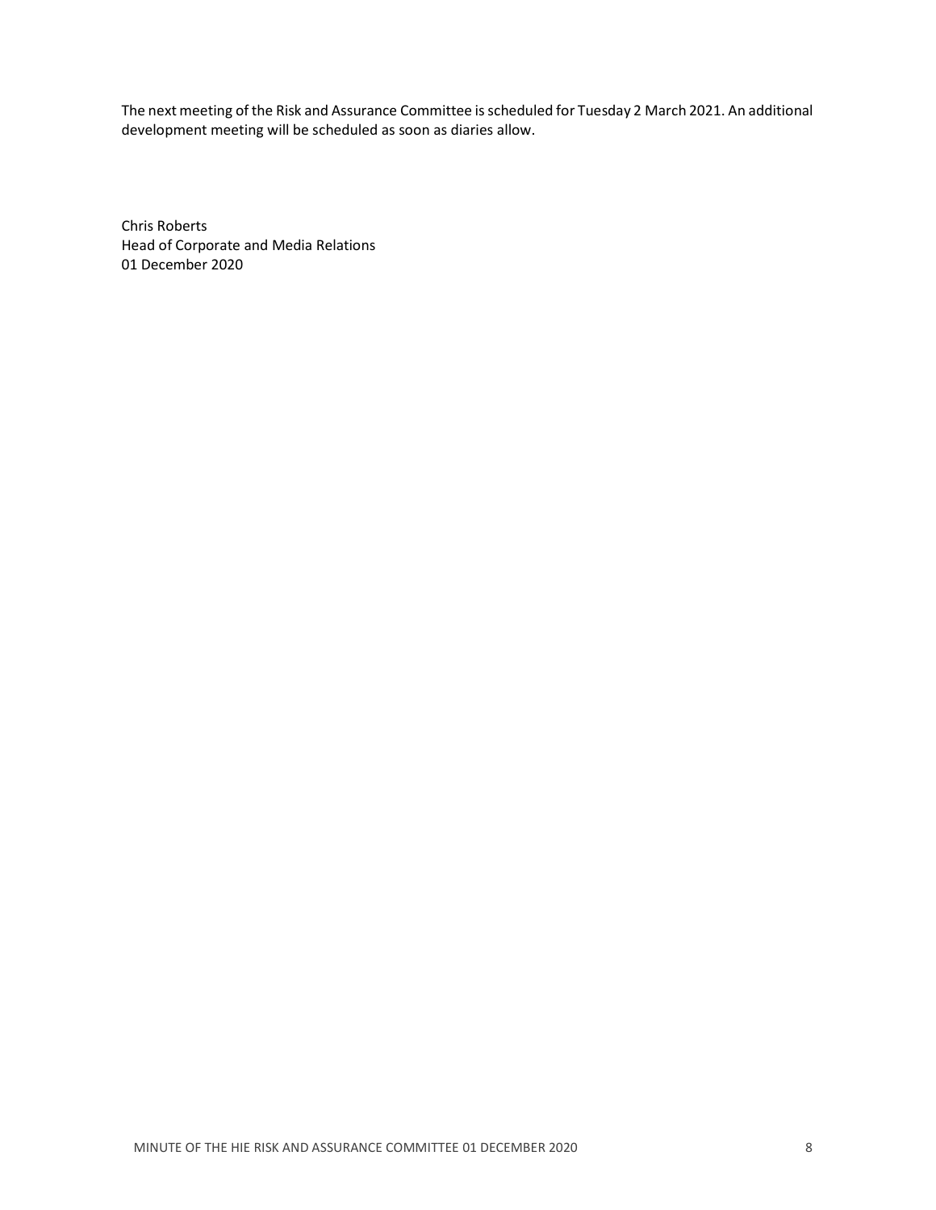The next meeting of the Risk and Assurance Committee is scheduled for Tuesday 2 March 2021. An additional development meeting will be scheduled as soon as diaries allow.

Chris Roberts
Head of Corporate and Media Relations
01 December 2020